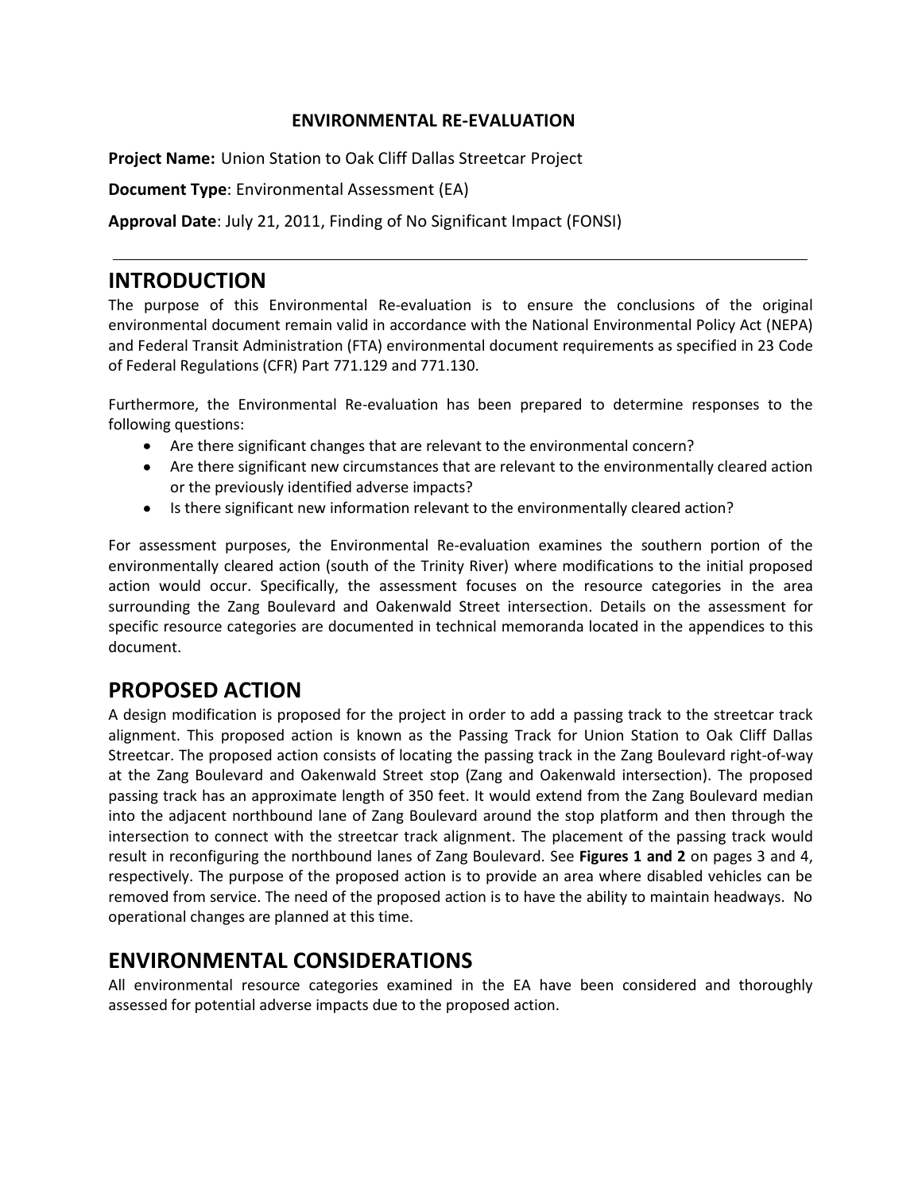**ENVIRONMENTAL RE-EVALUATION**

**Project Name:** Union Station to Oak Cliff Dallas Streetcar Project

**Document Type**: Environmental Assessment (EA)

**Approval Date**: July 21, 2011, Finding of No Significant Impact (FONSI)

---

# INTRODUCTION

The purpose of this Environmental Re-evaluation is to ensure the conclusions of the original environmental document remain valid in accordance with the National Environmental Policy Act (NEPA) and Federal Transit Administration (FTA) environmental document requirements as specified in 23 Code of Federal Regulations (CFR) Part 771.129 and 771.130.

Furthermore, the Environmental Re-evaluation has been prepared to determine responses to the following questions:

- Are there significant changes that are relevant to the environmental concern?
- Are there significant new circumstances that are relevant to the environmentally cleared action or the previously identified adverse impacts?
- Is there significant new information relevant to the environmentally cleared action?

For assessment purposes, the Environmental Re-evaluation examines the southern portion of the environmentally cleared action (south of the Trinity River) where modifications to the initial proposed action would occur. Specifically, the assessment focuses on the resource categories in the area surrounding the Zang Boulevard and Oakenwald Street intersection. Details on the assessment for specific resource categories are documented in technical memoranda located in the appendices to this document.

# PROPOSED ACTION

A design modification is proposed for the project in order to add a passing track to the streetcar track alignment. This proposed action is known as the Passing Track for Union Station to Oak Cliff Dallas Streetcar. The proposed action consists of locating the passing track in the Zang Boulevard right-of-way at the Zang Boulevard and Oakenwald Street stop (Zang and Oakenwald intersection). The proposed passing track has an approximate length of 350 feet. It would extend from the Zang Boulevard median into the adjacent northbound lane of Zang Boulevard around the stop platform and then through the intersection to connect with the streetcar track alignment. The placement of the passing track would result in reconfiguring the northbound lanes of Zang Boulevard. See **Figures 1 and 2** on pages 3 and 4, respectively. The purpose of the proposed action is to provide an area where disabled vehicles can be removed from service. The need of the proposed action is to have the ability to maintain headways. No operational changes are planned at this time.

# ENVIRONMENTAL CONSIDERATIONS

All environmental resource categories examined in the EA have been considered and thoroughly assessed for potential adverse impacts due to the proposed action.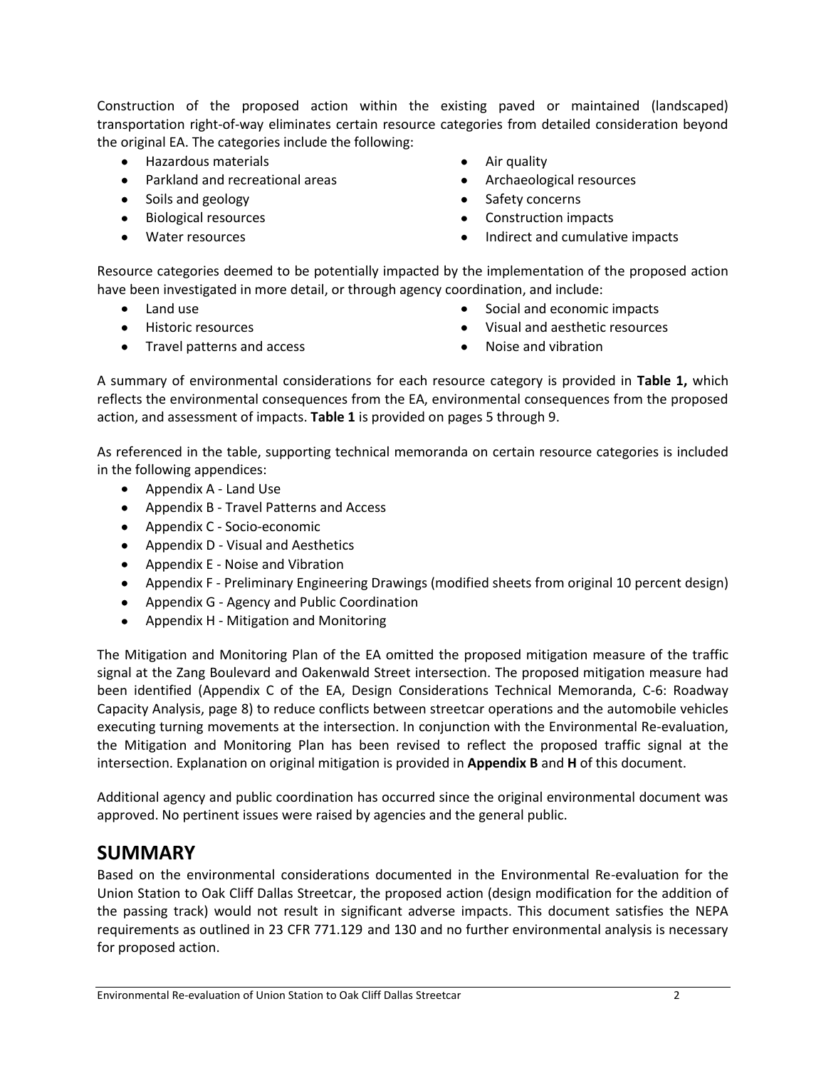Construction of the proposed action within the existing paved or maintained (landscaped) transportation right-of-way eliminates certain resource categories from detailed consideration beyond the original EA. The categories include the following:

- Hazardous materials
- Parkland and recreational areas
- Soils and geology
- Biological resources
- Water resources
- Air quality
- Archaeological resources
- Safety concerns
- Construction impacts
- Indirect and cumulative impacts

Resource categories deemed to be potentially impacted by the implementation of the proposed action have been investigated in more detail, or through agency coordination, and include:

- Land use
- Historic resources
- Travel patterns and access
- Social and economic impacts
- Visual and aesthetic resources
- Noise and vibration

A summary of environmental considerations for each resource category is provided in **Table 1,** which reflects the environmental consequences from the EA, environmental consequences from the proposed action, and assessment of impacts. **Table 1** is provided on pages 5 through 9.

As referenced in the table, supporting technical memoranda on certain resource categories is included in the following appendices:

- Appendix A - Land Use
- Appendix B - Travel Patterns and Access
- Appendix C - Socio-economic
- Appendix D - Visual and Aesthetics
- Appendix E - Noise and Vibration
- Appendix F - Preliminary Engineering Drawings (modified sheets from original 10 percent design)
- Appendix G - Agency and Public Coordination
- Appendix H - Mitigation and Monitoring

The Mitigation and Monitoring Plan of the EA omitted the proposed mitigation measure of the traffic signal at the Zang Boulevard and Oakenwald Street intersection. The proposed mitigation measure had been identified (Appendix C of the EA, Design Considerations Technical Memoranda, C-6: Roadway Capacity Analysis, page 8) to reduce conflicts between streetcar operations and the automobile vehicles executing turning movements at the intersection. In conjunction with the Environmental Re-evaluation, the Mitigation and Monitoring Plan has been revised to reflect the proposed traffic signal at the intersection. Explanation on original mitigation is provided in **Appendix B** and **H** of this document.

Additional agency and public coordination has occurred since the original environmental document was approved. No pertinent issues were raised by agencies and the general public.

## SUMMARY

Based on the environmental considerations documented in the Environmental Re-evaluation for the Union Station to Oak Cliff Dallas Streetcar, the proposed action (design modification for the addition of the passing track) would not result in significant adverse impacts. This document satisfies the NEPA requirements as outlined in 23 CFR 771.129 and 130 and no further environmental analysis is necessary for proposed action.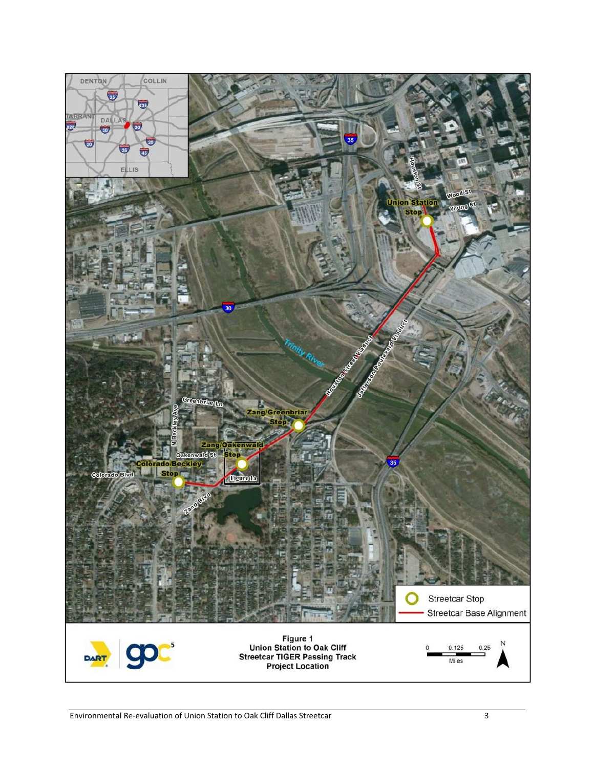Figure 1
Union Station to Oak Cliff
Streetcar TIGER Passing Track
Project Location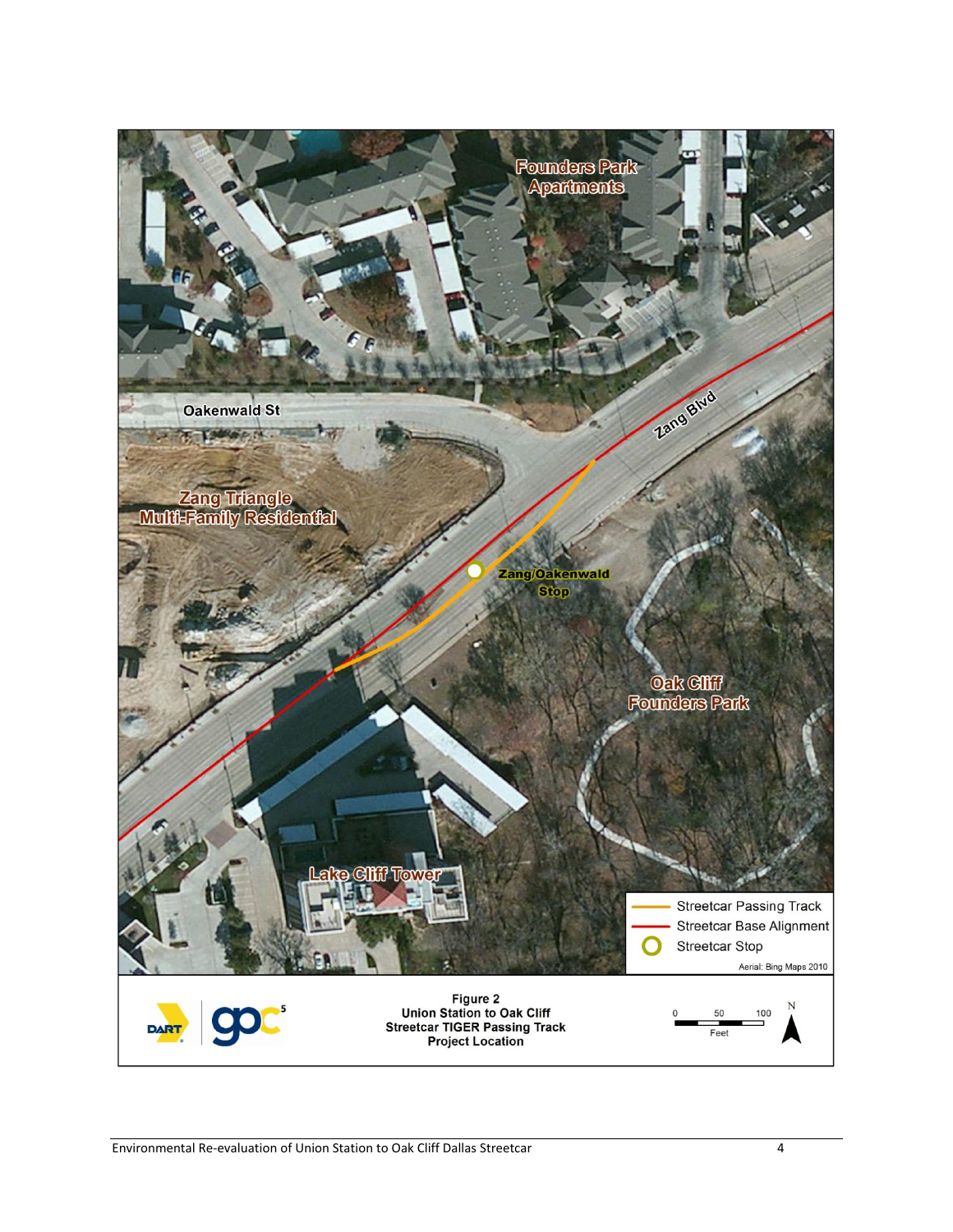Figure 2
Union Station to Oak Cliff
Streetcar TIGER Passing Track
Project Location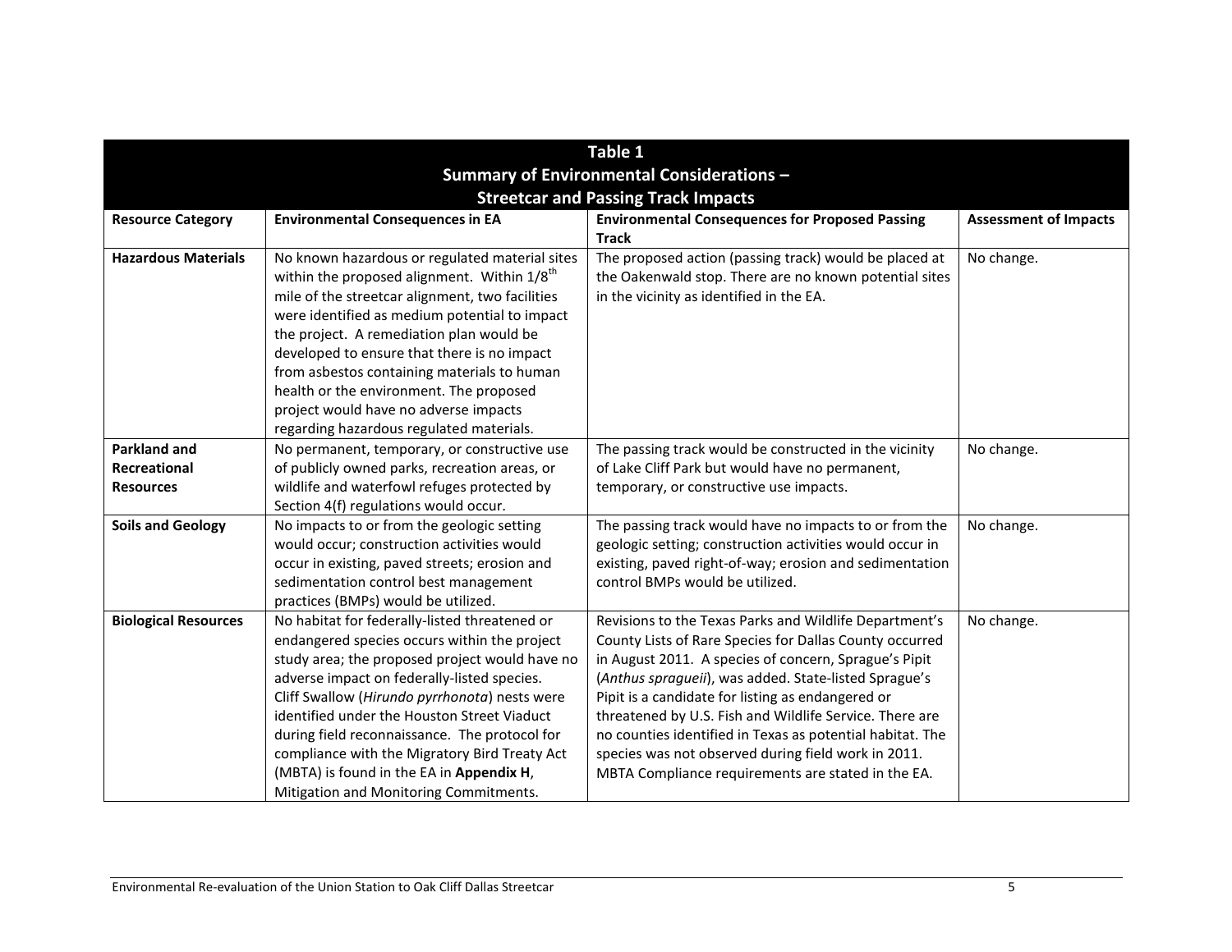**Table 1**
**Summary of Environmental Considerations –**
**Streetcar and Passing Track Impacts**

| Resource Category | Environmental Consequences in EA | Environmental Consequences for Proposed Passing Track | Assessment of Impacts |
|---|---|---|---|
| **Hazardous Materials** | No known hazardous or regulated material sites within the proposed alignment. Within 1/8th mile of the streetcar alignment, two facilities were identified as medium potential to impact the project. A remediation plan would be developed to ensure that there is no impact from asbestos containing materials to human health or the environment. The proposed project would have no adverse impacts regarding hazardous regulated materials. | The proposed action (passing track) would be placed at the Oakenwald stop. There are no known potential sites in the vicinity as identified in the EA. | No change. |
| **Parkland and Recreational Resources** | No permanent, temporary, or constructive use of publicly owned parks, recreation areas, or wildlife and waterfowl refuges protected by Section 4(f) regulations would occur. | The passing track would be constructed in the vicinity of Lake Cliff Park but would have no permanent, temporary, or constructive use impacts. | No change. |
| **Soils and Geology** | No impacts to or from the geologic setting would occur; construction activities would occur in existing, paved streets; erosion and sedimentation control best management practices (BMPs) would be utilized. | The passing track would have no impacts to or from the geologic setting; construction activities would occur in existing, paved right-of-way; erosion and sedimentation control BMPs would be utilized. | No change. |
| **Biological Resources** | No habitat for federally-listed threatened or endangered species occurs within the project study area; the proposed project would have no adverse impact on federally-listed species. Cliff Swallow (*Hirundo pyrrhonota*) nests were identified under the Houston Street Viaduct during field reconnaissance. The protocol for compliance with the Migratory Bird Treaty Act (MBTA) is found in the EA in **Appendix H**, Mitigation and Monitoring Commitments. | Revisions to the Texas Parks and Wildlife Department's County Lists of Rare Species for Dallas County occurred in August 2011. A species of concern, Sprague's Pipit (*Anthus spragueii*), was added. State-listed Sprague's Pipit is a candidate for listing as endangered or threatened by U.S. Fish and Wildlife Service. There are no counties identified in Texas as potential habitat. The species was not observed during field work in 2011. MBTA Compliance requirements are stated in the EA. | No change. |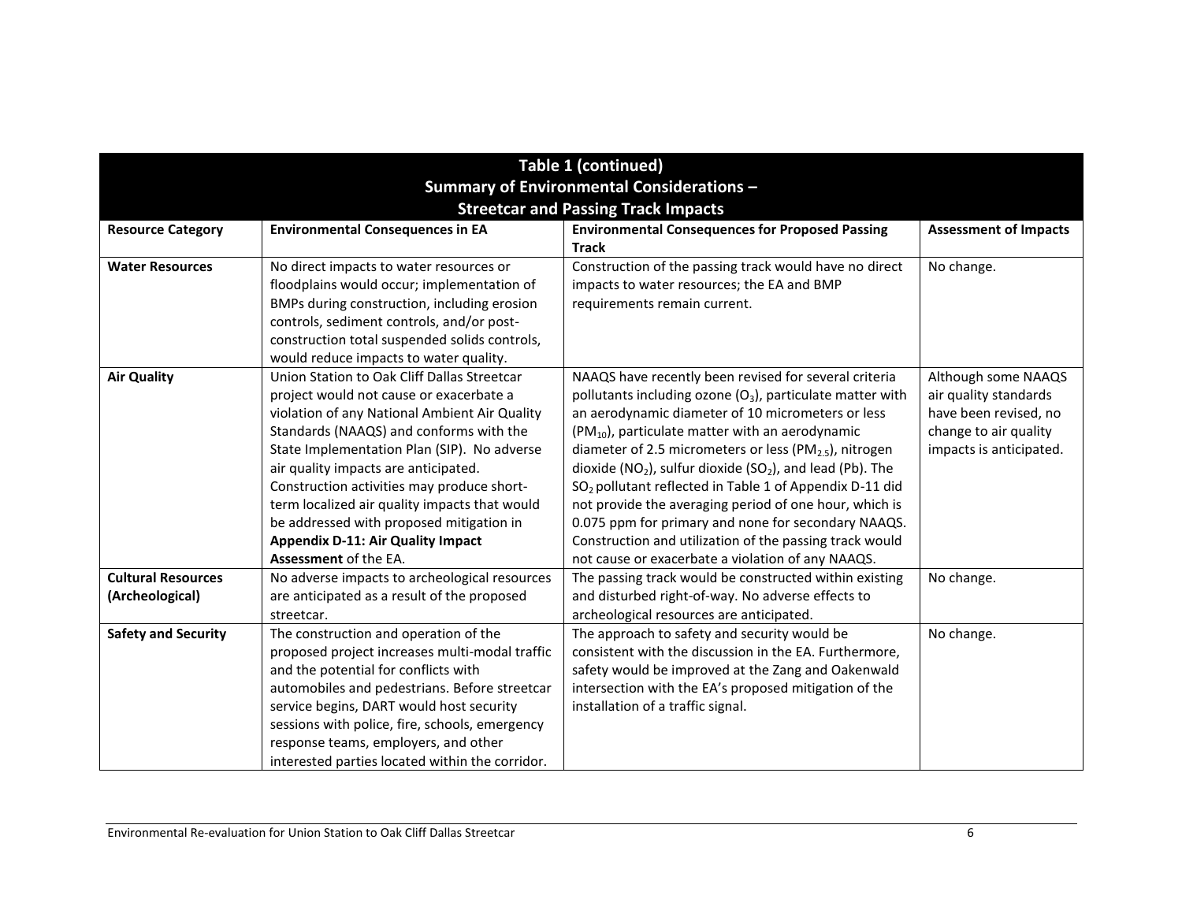| Table 1 (continued)<br>Summary of Environmental Considerations –<br>Streetcar and Passing Track Impacts | | | |
|---|---|---|---|
| **Resource Category** | **Environmental Consequences in EA** | **Environmental Consequences for Proposed Passing Track** | **Assessment of Impacts** |
| **Water Resources** | No direct impacts to water resources or floodplains would occur; implementation of BMPs during construction, including erosion controls, sediment controls, and/or post-construction total suspended solids controls, would reduce impacts to water quality. | Construction of the passing track would have no direct impacts to water resources; the EA and BMP requirements remain current. | No change. |
| **Air Quality** | Union Station to Oak Cliff Dallas Streetcar project would not cause or exacerbate a violation of any National Ambient Air Quality Standards (NAAQS) and conforms with the State Implementation Plan (SIP). No adverse air quality impacts are anticipated. Construction activities may produce short-term localized air quality impacts that would be addressed with proposed mitigation in **Appendix D-11: Air Quality Impact Assessment** of the EA. | NAAQS have recently been revised for several criteria pollutants including ozone ($O_3$), particulate matter with an aerodynamic diameter of 10 micrometers or less ($PM_{10}$), particulate matter with an aerodynamic diameter of 2.5 micrometers or less ($PM_{2.5}$), nitrogen dioxide ($NO_2$), sulfur dioxide ($SO_2$), and lead (Pb). The $SO_2$ pollutant reflected in Table 1 of Appendix D-11 did not provide the averaging period of one hour, which is 0.075 ppm for primary and none for secondary NAAQS. Construction and utilization of the passing track would not cause or exacerbate a violation of any NAAQS. | Although some NAAQS air quality standards have been revised, no change to air quality impacts is anticipated. |
| **Cultural Resources (Archeological)** | No adverse impacts to archeological resources are anticipated as a result of the proposed streetcar. | The passing track would be constructed within existing and disturbed right-of-way. No adverse effects to archeological resources are anticipated. | No change. |
| **Safety and Security** | The construction and operation of the proposed project increases multi-modal traffic and the potential for conflicts with automobiles and pedestrians. Before streetcar service begins, DART would host security sessions with police, fire, schools, emergency response teams, employers, and other interested parties located within the corridor. | The approach to safety and security would be consistent with the discussion in the EA. Furthermore, safety would be improved at the Zang and Oakenwald intersection with the EA's proposed mitigation of the installation of a traffic signal. | No change. |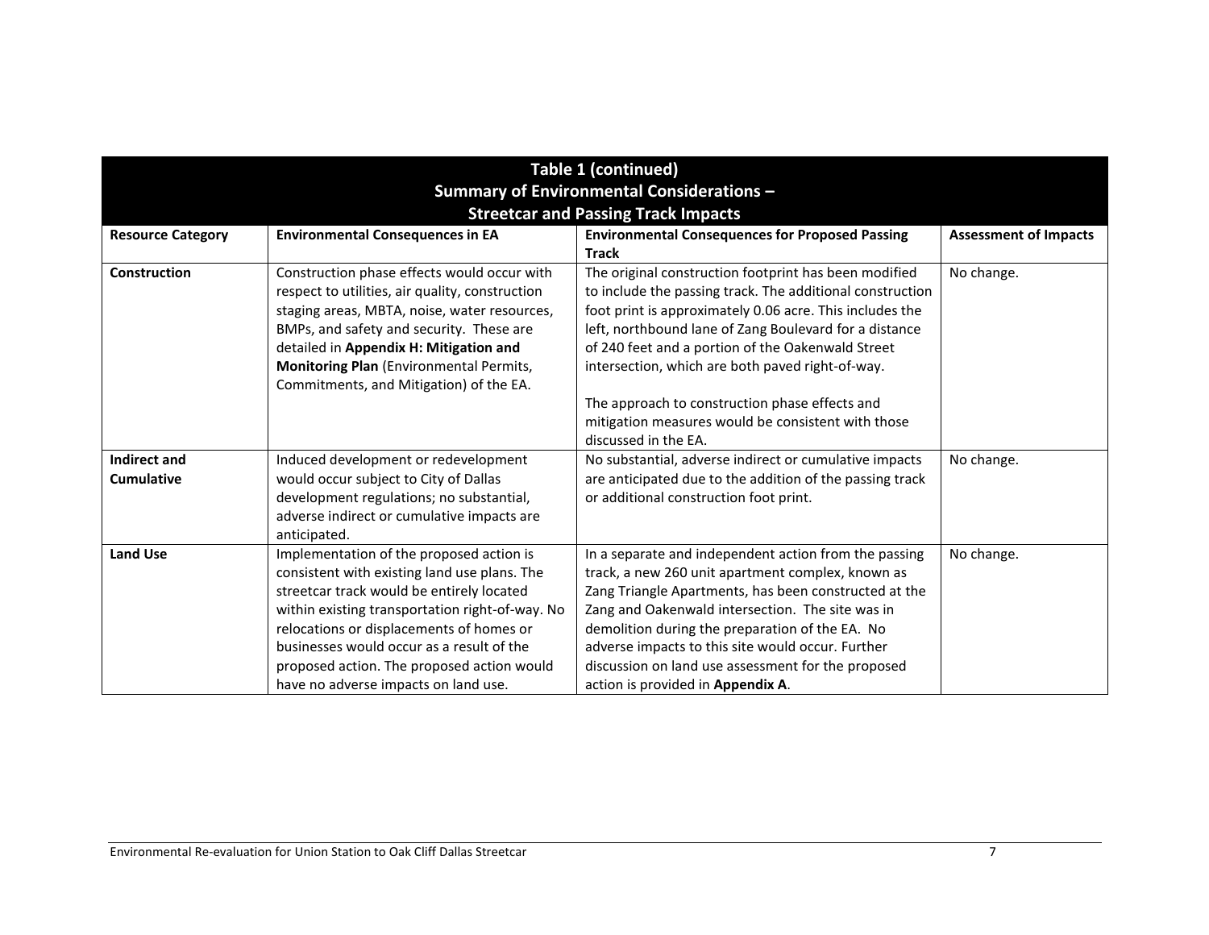**Table 1 (continued)**
**Summary of Environmental Considerations –**
**Streetcar and Passing Track Impacts**

| Resource Category | Environmental Consequences in EA | Environmental Consequences for Proposed Passing Track | Assessment of Impacts |
|---|---|---|---|
| **Construction** | Construction phase effects would occur with respect to utilities, air quality, construction staging areas, MBTA, noise, water resources, BMPs, and safety and security. These are detailed in **Appendix H: Mitigation and Monitoring Plan** (Environmental Permits, Commitments, and Mitigation) of the EA. | The original construction footprint has been modified to include the passing track. The additional construction foot print is approximately 0.06 acre. This includes the left, northbound lane of Zang Boulevard for a distance of 240 feet and a portion of the Oakenwald Street intersection, which are both paved right-of-way.<br><br>The approach to construction phase effects and mitigation measures would be consistent with those discussed in the EA. | No change. |
| **Indirect and Cumulative** | Induced development or redevelopment would occur subject to City of Dallas development regulations; no substantial, adverse indirect or cumulative impacts are anticipated. | No substantial, adverse indirect or cumulative impacts are anticipated due to the addition of the passing track or additional construction foot print. | No change. |
| **Land Use** | Implementation of the proposed action is consistent with existing land use plans. The streetcar track would be entirely located within existing transportation right-of-way. No relocations or displacements of homes or businesses would occur as a result of the proposed action. The proposed action would have no adverse impacts on land use. | In a separate and independent action from the passing track, a new 260 unit apartment complex, known as Zang Triangle Apartments, has been constructed at the Zang and Oakenwald intersection. The site was in demolition during the preparation of the EA. No adverse impacts to this site would occur. Further discussion on land use assessment for the proposed action is provided in **Appendix A**. | No change. |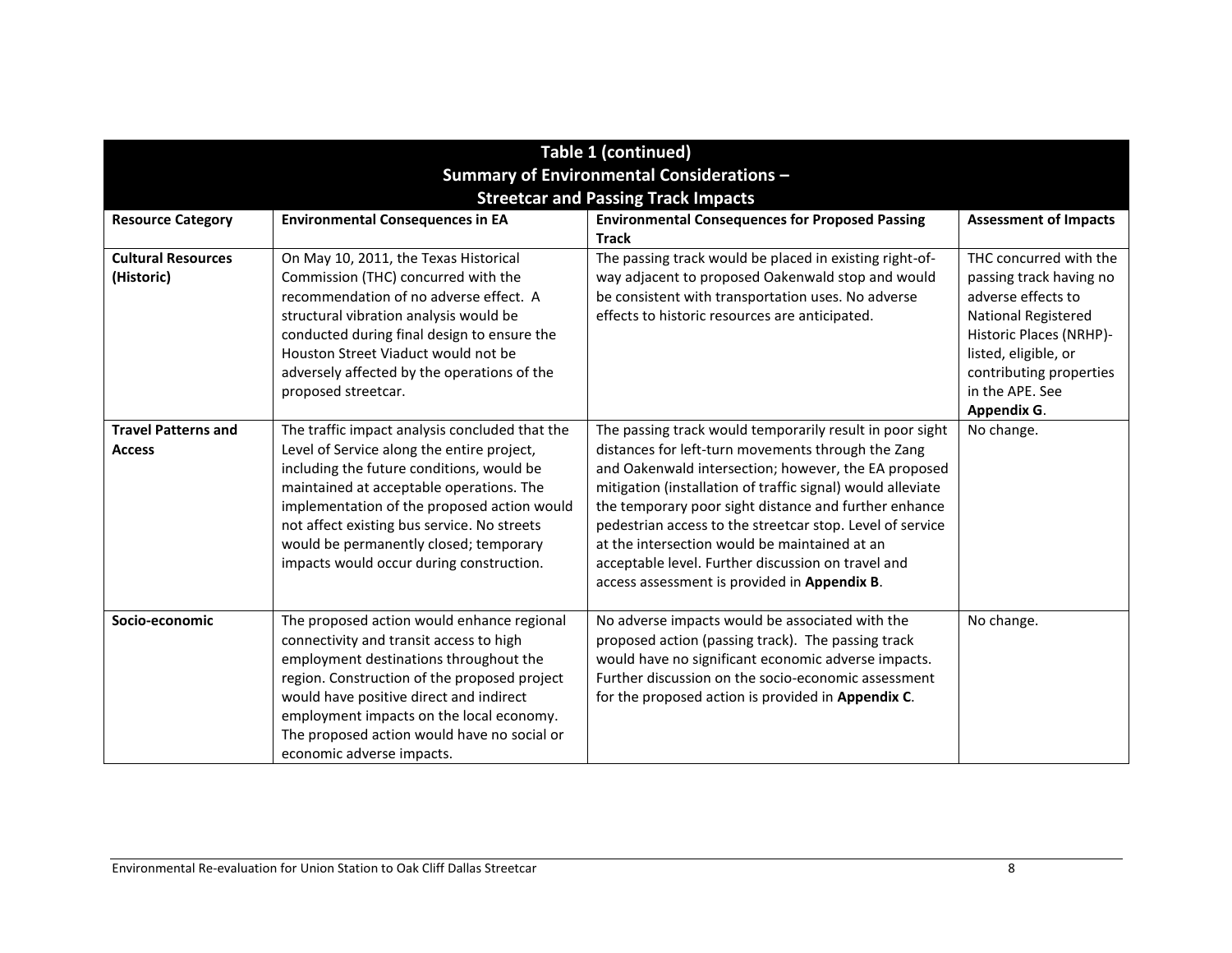**Table 1 (continued)**
**Summary of Environmental Considerations –**
**Streetcar and Passing Track Impacts**

| Resource Category | Environmental Consequences in EA | Environmental Consequences for Proposed Passing Track | Assessment of Impacts |
|---|---|---|---|
| **Cultural Resources (Historic)** | On May 10, 2011, the Texas Historical Commission (THC) concurred with the recommendation of no adverse effect. A structural vibration analysis would be conducted during final design to ensure the Houston Street Viaduct would not be adversely affected by the operations of the proposed streetcar. | The passing track would be placed in existing right-of-way adjacent to proposed Oakenwald stop and would be consistent with transportation uses. No adverse effects to historic resources are anticipated. | THC concurred with the passing track having no adverse effects to National Registered Historic Places (NRHP)-listed, eligible, or contributing properties in the APE. See **Appendix G**. |
| **Travel Patterns and Access** | The traffic impact analysis concluded that the Level of Service along the entire project, including the future conditions, would be maintained at acceptable operations. The implementation of the proposed action would not affect existing bus service. No streets would be permanently closed; temporary impacts would occur during construction. | The passing track would temporarily result in poor sight distances for left-turn movements through the Zang and Oakenwald intersection; however, the EA proposed mitigation (installation of traffic signal) would alleviate the temporary poor sight distance and further enhance pedestrian access to the streetcar stop. Level of service at the intersection would be maintained at an acceptable level. Further discussion on travel and access assessment is provided in **Appendix B**. | No change. |
| **Socio-economic** | The proposed action would enhance regional connectivity and transit access to high employment destinations throughout the region. Construction of the proposed project would have positive direct and indirect employment impacts on the local economy. The proposed action would have no social or economic adverse impacts. | No adverse impacts would be associated with the proposed action (passing track). The passing track would have no significant economic adverse impacts. Further discussion on the socio-economic assessment for the proposed action is provided in **Appendix C**. | No change. |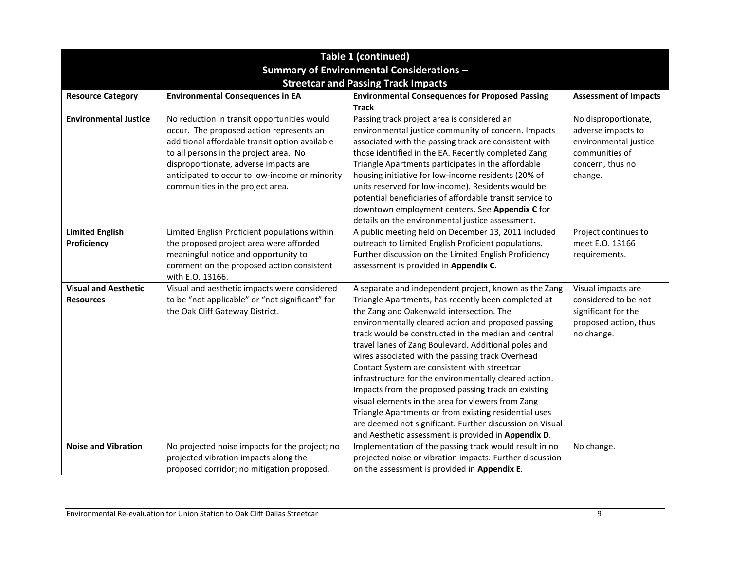**Table 1 (continued)**
**Summary of Environmental Considerations –**
**Streetcar and Passing Track Impacts**

| Resource Category | Environmental Consequences in EA | Environmental Consequences for Proposed Passing Track | Assessment of Impacts |
|---|---|---|---|
| **Environmental Justice** | No reduction in transit opportunities would occur. The proposed action represents an additional affordable transit option available to all persons in the project area. No disproportionate, adverse impacts are anticipated to occur to low-income or minority communities in the project area. | Passing track project area is considered an environmental justice community of concern. Impacts associated with the passing track are consistent with those identified in the EA. Recently completed Zang Triangle Apartments participates in the affordable housing initiative for low-income residents (20% of units reserved for low-income). Residents would be potential beneficiaries of affordable transit service to downtown employment centers. See **Appendix C** for details on the environmental justice assessment. | No disproportionate, adverse impacts to environmental justice communities of concern, thus no change. |
| **Limited English Proficiency** | Limited English Proficient populations within the proposed project area were afforded meaningful notice and opportunity to comment on the proposed action consistent with E.O. 13166. | A public meeting held on December 13, 2011 included outreach to Limited English Proficient populations. Further discussion on the Limited English Proficiency assessment is provided in **Appendix C**. | Project continues to meet E.O. 13166 requirements. |
| **Visual and Aesthetic Resources** | Visual and aesthetic impacts were considered to be "not applicable" or "not significant" for the Oak Cliff Gateway District. | A separate and independent project, known as the Zang Triangle Apartments, has recently been completed at the Zang and Oakenwald intersection. The environmentally cleared action and proposed passing track would be constructed in the median and central travel lanes of Zang Boulevard. Additional poles and wires associated with the passing track Overhead Contact System are consistent with streetcar infrastructure for the environmentally cleared action. Impacts from the proposed passing track on existing visual elements in the area for viewers from Zang Triangle Apartments or from existing residential uses are deemed not significant. Further discussion on Visual and Aesthetic assessment is provided in **Appendix D**. | Visual impacts are considered to be not significant for the proposed action, thus no change. |
| **Noise and Vibration** | No projected noise impacts for the project; no projected vibration impacts along the proposed corridor; no mitigation proposed. | Implementation of the passing track would result in no projected noise or vibration impacts. Further discussion on the assessment is provided in **Appendix E**. | No change. |